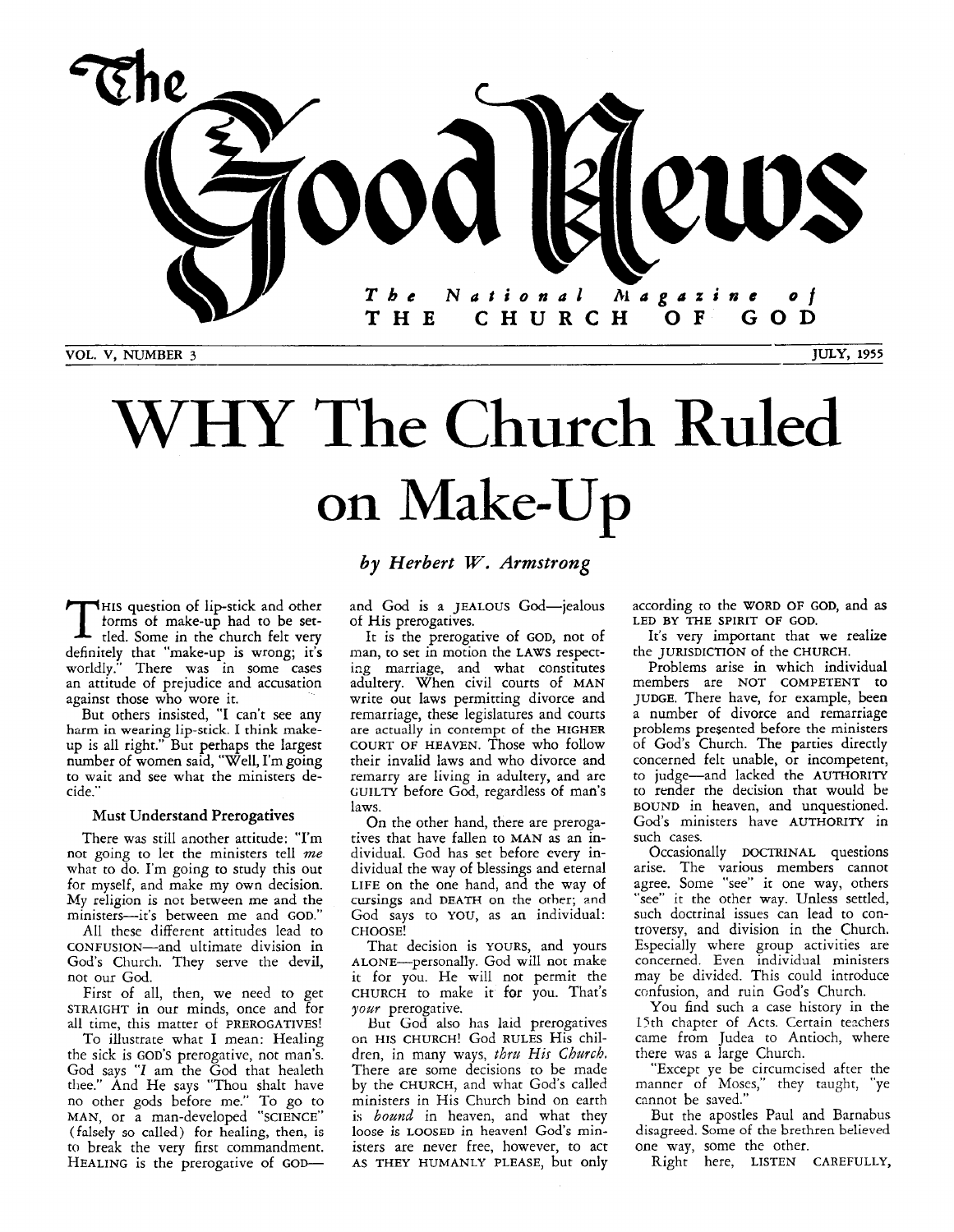# The Good News

The National Magazine of THE CHURCH OF GOD

VOL. V, NUMBER 3 — JULY, 1955

# WHY The Church Ruled on Make-Up

*by Herbert W. Armstrong*

THIS question of lip-stick and other forms of make-up had to be settled. Some in the church felt very definitely that "make-up is wrong; it's worldly." There was in some cases an attitude of prejudice and accusation against those who wore it.

But others insisted, "I can't see any harm in wearing lip-stick. I think make-up is all right." But perhaps the largest number of women said, "Well, I'm going to wait and see what the ministers decide."

### Must Understand Prerogatives

There was still another attitude: "I'm not going to let the ministers tell *me* what to do. I'm going to study this out for myself, and make my own decision. My religion is not between me and the ministers—it's between me and GOD."

All these different attitudes lead to CONFUSION—and ultimate division in God's Church. They serve the devil, not our God.

First of all, then, we need to get STRAIGHT in our minds, once and for all time, this matter of PREROGATIVES!

To illustrate what I mean: Healing the sick is GOD'S prerogative, not man's. God says "*I* am the God that healeth thee." And He says "Thou shalt have no other gods before me." To go to MAN, or a man-developed "SCIENCE" (falsely so called) for healing, then, is to break the very first commandment. HEALING is the prerogative of GOD—and God is a JEALOUS God—jealous of His prerogatives.

It is the prerogative of GOD, not of man, to set in motion the LAWS respecting marriage, and what constitutes adultery. When civil courts of MAN write out laws permitting divorce and remarriage, these legislatures and courts are actually in contempt of the HIGHER COURT OF HEAVEN. Those who follow their invalid laws and who divorce and remarry are living in adultery, and are GUILTY before God, regardless of man's laws.

On the other hand, there are prerogatives that have fallen to MAN as an individual. God has set before every individual the way of blessings and eternal LIFE on the one hand, and the way of cursings and DEATH on the other; and God says to YOU, as an individual: CHOOSE!

That decision is YOURS, and yours ALONE—personally. God will not make it for you. He will not permit the CHURCH to make it for you. That's *your* prerogative.

But God also has laid prerogatives on HIS CHURCH! God RULES His children, in many ways, *thru His Church.* There are some decisions to be made by the CHURCH, and what God's called ministers in His Church bind on earth is *bound* in heaven, and what they loose is LOOSED in heaven! God's ministers are never free, however, to act AS THEY HUMANLY PLEASE, but only according to the WORD OF GOD, and as LED BY THE SPIRIT OF GOD.

It's very important that we realize the JURISDICTION of the CHURCH.

Problems arise in which individual members are NOT COMPETENT to JUDGE. There have, for example, been a number of divorce and remarriage problems presented before the ministers of God's Church. The parties directly concerned felt unable, or incompetent, to judge—and lacked the AUTHORITY to render the decision that would be BOUND in heaven, and unquestioned. God's ministers have AUTHORITY in such cases.

Occasionally DOCTRINAL questions arise. The various members cannot agree. Some "see" it one way, others "see" it the other way. Unless settled, such doctrinal issues can lead to controversy, and division in the Church. Especially where group activities are concerned. Even individual ministers may be divided. This could introduce confusion, and ruin God's Church.

You find such a case history in the 15th chapter of Acts. Certain teachers came from Judea to Antioch, where there was a large Church.

"Except ye be circumcised after the manner of Moses," they taught, "ye cannot be saved."

But the apostles Paul and Barnabus disagreed. Some of the brethren believed one way, some the other.

Right here, LISTEN CAREFULLY,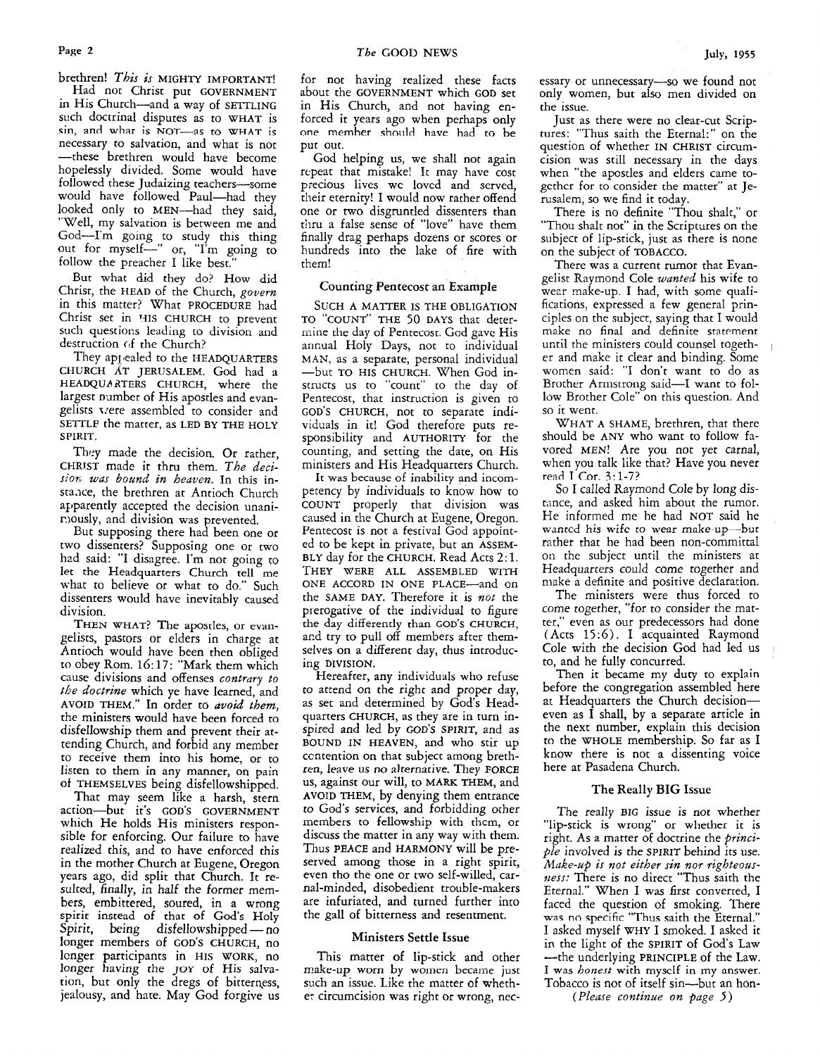brethren! *This is* MIGHTY IMPORTANT!

Had not Christ put GOVERNMENT in His Church—and a way of SETTLING such doctrinal disputes as to WHAT is sin, and what is NOT—as to WHAT is necessary to salvation, and what is not—these brethren would have become hopelessly divided. Some would have followed these Judaizing teachers—some would have followed Paul—had they looked only to MEN—had they said, "Well, my salvation is between me and God—I'm going to study this thing out for myself—" or, "I'm going to follow the preacher I like best."

But what did they do? How did Christ, the HEAD of the Church, *govern* in this matter? What PROCEDURE had Christ set in HIS CHURCH to prevent such questions leading to division and destruction of the Church?

They appealed to the HEADQUARTERS CHURCH AT JERUSALEM. God had a HEADQUARTERS CHURCH, where the largest number of His apostles and evangelists were assembled to consider and SETTLE the matter, as LED BY THE HOLY SPIRIT.

They made the decision. Or rather, CHRIST made it thru them. *The decision was bound in heaven.* In this instance, the brethren at Antioch Church apparently accepted the decision unanimously, and division was prevented.

But supposing there had been one or two dissenters? Supposing one or two had said: "I disagree. I'm not going to let the Headquarters Church tell me what to believe or what to do." Such dissenters would have inevitably caused division.

THEN WHAT? The apostles, or evangelists, pastors or elders in charge at Antioch would have been then obliged to obey Rom. 16:17: "Mark them which cause divisions and offenses *contrary to the doctrine* which ye have learned, and AVOID THEM." In order to *avoid them,* the ministers would have been forced to disfellowship them and prevent their attending Church, and forbid any member to receive them into his home, or to listen to them in any manner, on pain of THEMSELVES being disfellowshipped.

That may seem like a harsh, stern action—but it's GOD'S GOVERNMENT which He holds His ministers responsible for enforcing. Our failure to have realized this, and to have enforced this in the mother Church at Eugene, Oregon years ago, did split that Church. It resulted, finally, in half the former members, embittered, soured, in a wrong spirit instead of that of God's Holy Spirit, being disfellowshipped — no longer members of GOD'S CHURCH, no longer participants in HIS WORK, no longer having the JOY of His salvation, but only the dregs of bitterness, jealousy, and hate. May God forgive us for not having realized these facts about the GOVERNMENT which GOD set in His Church, and not having enforced it years ago when perhaps only one member should have had to be put out.

God helping us, we shall not again repeat that mistake! It may have cost precious lives we loved and served, their eternity! I would now rather offend one or two disgruntled dissenters than thru a false sense of "love" have them finally drag perhaps dozens or scores or hundreds into the lake of fire with them!

## Counting Pentecost an Example

SUCH A MATTER IS THE OBLIGATION TO "COUNT" THE 50 DAYS that determine the day of Pentecost. God gave His annual Holy Days, not to individual MAN, as a separate, personal individual —but TO HIS CHURCH. When God instructs us to "count" to the day of Pentecost, that instruction is given to GOD'S CHURCH, not to separate individuals in it! God therefore puts responsibility and AUTHORITY for the counting, and setting the date, on His ministers and His Headquarters Church.

It was because of inability and incompetency by individuals to know how to COUNT properly that division was caused in the Church at Eugene, Oregon. Pentecost is not a festival God appointed to be kept in private, but an ASSEMBLY day for the CHURCH. Read Acts 2:1. THEY WERE ALL ASSEMBLED WITH ONE ACCORD IN ONE PLACE—and on the SAME DAY. Therefore it is *not* the prerogative of the individual to figure the day differently than GOD'S CHURCH, and try to pull off members after themselves on a different day, thus introducing DIVISION.

Hereafter, any individuals who refuse to attend on the right and proper day, as set and determined by God's Headquarters CHURCH, as they are in turn inspired and led by GOD'S SPIRIT, and as BOUND IN HEAVEN, and who stir up contention on that subject among brethren, *leave us no alternative.* They FORCE us, against our will, to MARK THEM, and AVOID THEM, by denying them entrance to God's services, and forbidding other members to fellowship with them, or discuss the matter in any way with them. Thus PEACE and HARMONY will be preserved among those in a right spirit, even tho the one or two self-willed, carnal-minded, disobedient trouble-makers are infuriated, and turned further into the gall of bitterness and resentment.

## Ministers Settle Issue

This matter of lip-stick and other make-up worn by women became just such an issue. Like the matter of whether circumcision was right or wrong, necessary or unnecessary—so we found not only women, but also men divided on the issue.

Just as there were no clear-cut Scriptures: "Thus saith the Eternal:" on the question of whether IN CHRIST circumcision was still necessary in the days when "the apostles and elders came together for to consider the matter" at Jerusalem, so we find it today.

There is no definite "Thou shalt," or "Thou shalt not" in the Scriptures on the subject of lip-stick, just as there is none on the subject of TOBACCO.

There was a current rumor that Evangelist Raymond Cole *wanted* his wife to wear make-up. I had, with some qualifications, expressed a few general principles on the subject, saying that I would make no final and definite statement until the ministers could counsel together and make it clear and binding. Some women said: "I don't want to do as Brother Armstrong said—I want to follow Brother Cole" on this question. And so it went.

WHAT A SHAME, brethren, that there should be ANY who want to follow favored MEN! Are you not yet carnal, when you talk like that? Have you never read I Cor. 3:1-7?

So I called Raymond Cole by long distance, and asked him about the rumor. He informed me he had NOT said he wanted his wife to wear make-up—but rather that he had been non-committal on the subject until the ministers at Headquarters could come together and make a definite and positive declaration.

The ministers were thus forced to come together, "for to consider the matter," even as our predecessors had done (Acts 15:6). I acquainted Raymond Cole with the decision God had led us to, and he fully concurred.

Then it became my duty to explain before the congregation assembled here at Headquarters the Church decision—even as I shall, by a separate article in the next number, explain this decision to the WHOLE membership. So far as I know there is not a dissenting voice here at Pasadena Church.

## The Really BIG Issue

The really BIG issue is not whether "lip-stick is wrong" or whether it is right. As a matter of doctrine the *principle* involved is the SPIRIT behind its use. *Make-up is not either sin nor righteousness:* There is no direct "Thus saith the Eternal." When I was first converted, I faced the question of smoking. There was no specific "Thus saith the Eternal." I asked myself WHY I smoked. I asked it in the light of the SPIRIT of God's Law—the underlying PRINCIPLE of the Law. I was *honest* with myself in my answer. Tobacco is not of itself sin—but an hon-

*(Please continue on page 5)*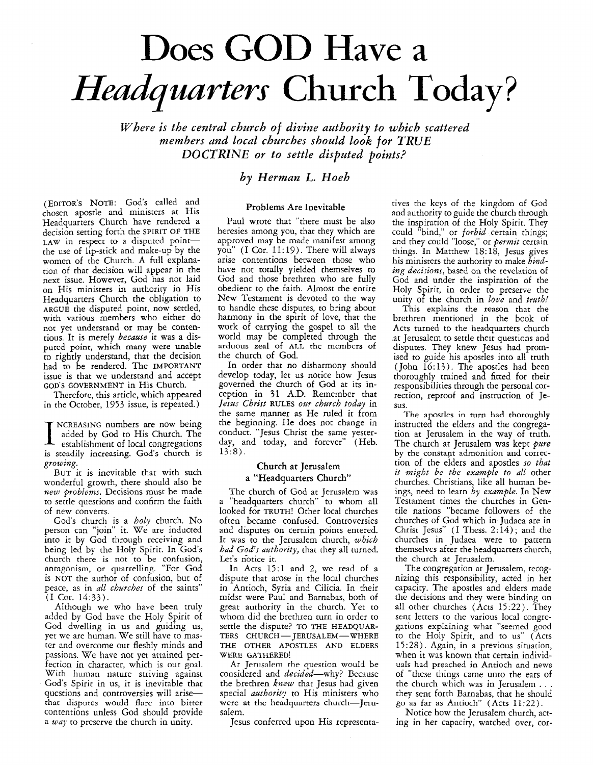# Does GOD Have a *Headquarters* Church Today?

***Where is the central church of divine authority to which scattered members and local churches should look for TRUE DOCTRINE or to settle disputed points?***

***by Herman L. Hoeh***

(EDITOR'S NOTE: God's called and chosen apostle and ministers at His Headquarters Church have rendered a decision setting forth the SPIRIT OF THE LAW in respect to a disputed point—the use of lip-stick and make-up by the women of the Church. A full explanation of that decision will appear in the next issue. However, God has not laid on His ministers in authority in His Headquarters Church the obligation to ARGUE the disputed point, now settled, with various members who either do not yet understand or may be contentious. It is merely *because* it was a disputed point, which many were unable to rightly understand, that the decision had to be rendered. The IMPORTANT issue is that we understand and accept GOD'S GOVERNMENT in His Church.

Therefore, this article, which appeared in the October, 1953 issue, is repeated.)

INCREASING numbers are now being added by God to His Church. The establishment of local congregations is steadily increasing. God's church is *growing*.

BUT it is inevitable that with such wonderful growth, there should also be *new problems*. Decisions must be made to settle questions and confirm the faith of new converts.

God's church is a *holy* church. No person can "join" it. We are inducted into it by God through receiving and being led by the Holy Spirit. In God's church there is not to be confusion, antagonism, or quarrelling. "For God is NOT the author of confusion, but of peace, as in *all churches* of the saints" (I Cor. 14:33).

Although we who have been truly added by God have the Holy Spirit of God dwelling in us and guiding us, yet we are human. We still have to master and overcome our fleshly minds and passions. We have not yet attained perfection in character, which is our goal. With human nature striving against God's Spirit in us, it is inevitable that questions and controversies will arise—that disputes would flare into bitter contentions unless God should provide a *way* to preserve the church in unity.

### Problems Are Inevitable

Paul wrote that "there must be also heresies among you, that they which are approved may be made manifest among you" (I Cor. 11:19). There will always arise contentions between those who have not totally yielded themselves to God and those brethren who are fully obedient to the faith. Almost the entire New Testament is devoted to the way to handle these disputes, to bring about harmony in the spirit of love, that the work of carrying the gospel to all the world may be completed through the arduous zeal of ALL the members of the church of God.

In order that no disharmony should develop today, let us notice how Jesus governed the church of God at its inception in 31 A.D. Remember that *Jesus Christ* RULES *our church today* in the same manner as He ruled it from the beginning. He does not change in conduct. "Jesus Christ the same yesterday, and today, and forever" (Heb. 13:8).

### Church at Jerusalem a "Headquarters Church"

The church of God at Jerusalem was a "headquarters church" to whom all looked for TRUTH! Other local churches often became confused. Controversies and disputes on certain points entered. It was to the Jerusalem church, *which had God's authority*, that they all turned. Let's notice it.

In Acts 15:1 and 2, we read of a dispute that arose in the local churches in Antioch, Syria and Cilicia. In their midst were Paul and Barnabas, both of great authority in the church. Yet to whom did the brethren turn in order to settle the dispute? TO THE HEADQUARTERS CHURCH—JERUSALEM—WHERE THE OTHER APOSTLES AND ELDERS WERE GATHERED!

At Jerusalem the question would be considered and *decided*—why? Because the brethren *knew* that Jesus had given special *authority* to His ministers who were at the headquarters church—Jerusalem.

Jesus conferred upon His representatives the keys of the kingdom of God and authority to guide the church through the inspiration of the Holy Spirit. They could "bind," or *forbid* certain things; and they could "loose," or *permit* certain things. In Matthew 18:18, Jesus gives his ministers the authority to make *binding decisions*, based on the revelation of God and under the inspiration of the Holy Spirit, in order to preserve the unity of the church in *love* and *truth!*

This explains the reason that the brethren mentioned in the book of Acts turned to the headquarters church at Jerusalem to settle their questions and disputes. They knew Jesus had promised to guide his apostles into all truth (John 16:13). The apostles had been thoroughly trained and fitted for their responsibilities through the personal correction, reproof and instruction of Jesus.

The apostles in turn had thoroughly instructed the elders and the congregation at Jerusalem in the way of truth. The church at Jerusalem was kept *pure* by the constant admonition and correction of the elders and apostles *so that it might be the example to all* other churches. Christians, like all human beings, need to learn *by example*. In New Testament times the churches in Gentile nations "became followers of the churches of God which in Judaea are in Christ Jesus" (I Thess. 2:14); and the churches in Judaea were to pattern themselves after the headquarters church, the church at Jerusalem.

The congregation at Jerusalem, recognizing this responsibility, acted in her capacity. The apostles and elders made the decisions and they were binding on all other churches (Acts 15:22). They sent letters to the various local congregations explaining what "seemed good to the Holy Spirit, and to us" (Acts 15:28). Again, in a previous situation, when it was known that certain individuals had preached in Antioch and news of "these things came unto the ears of the church which was in Jerusalem . . . they sent forth Barnabas, that he should go as far as Antioch" (Acts 11:22).

Notice how the Jerusalem church, acting in her capacity, watched over, cor-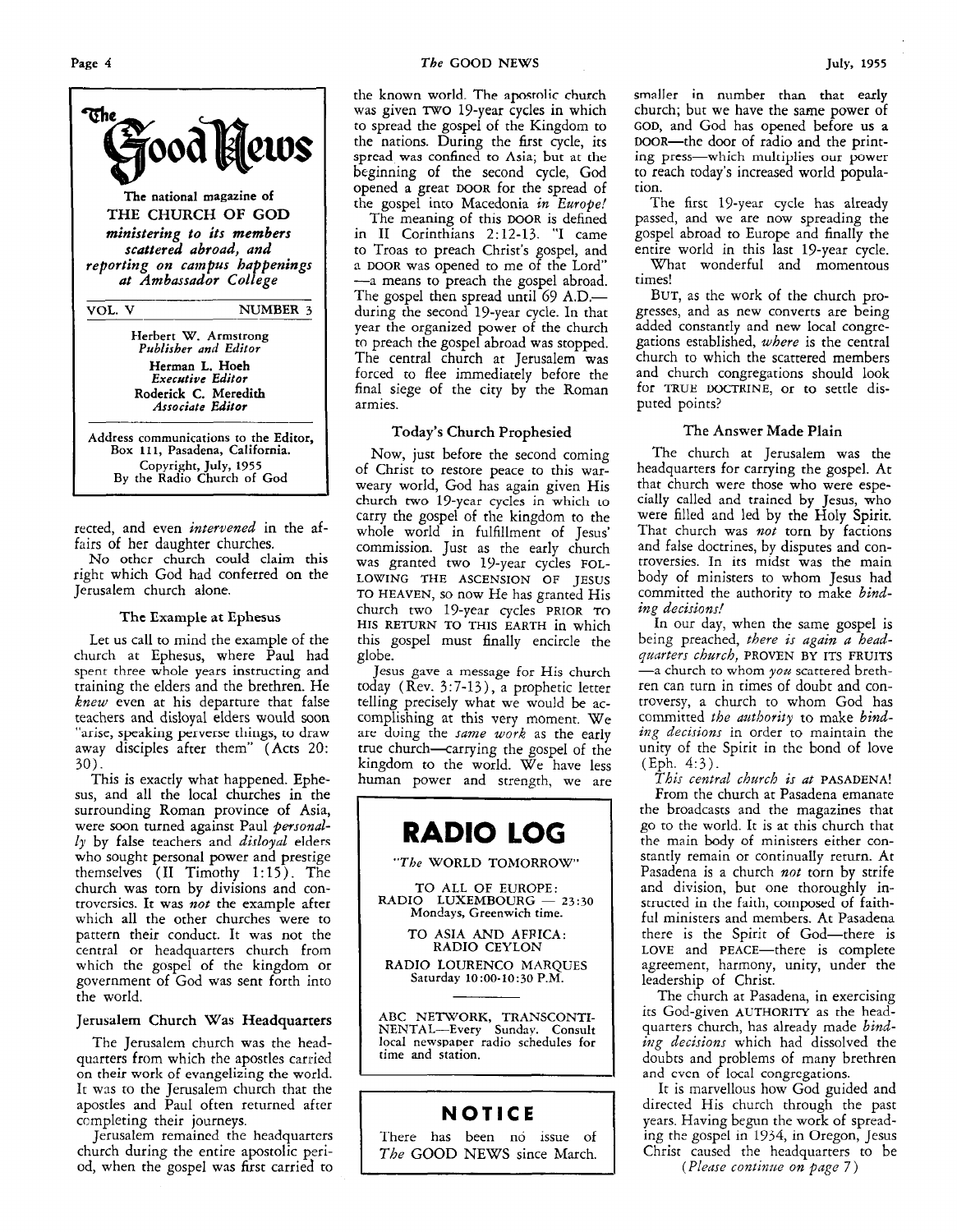# The Good News

The national magazine of

**THE CHURCH OF GOD**

*ministering to its members scattered abroad, and reporting on campus happenings at Ambassador College*

VOL. V NUMBER 3

Herbert W. Armstrong
*Publisher and Editor*

Herman L. Hoeh
*Executive Editor*

Roderick C. Meredith
*Associate Editor*

Address communications to the Editor, Box 111, Pasadena, California.

Copyright, July, 1955
By the Radio Church of God

---

rected, and even *intervened* in the affairs of her daughter churches.

No other church could claim this right which God had conferred on the Jerusalem church alone.

### The Example at Ephesus

Let us call to mind the example of the church at Ephesus, where Paul had spent three whole years instructing and training the elders and the brethren. He *knew* even at his departure that false teachers and disloyal elders would soon "arise, speaking perverse things, to draw away disciples after them" (Acts 20: 30).

This is exactly what happened. Ephesus, and all the local churches in the surrounding Roman province of Asia, were soon turned against Paul *personally* by false teachers and *disloyal* elders who sought personal power and prestige themselves (II Timothy 1:15). The church was torn by divisions and controversies. It was *not* the example after which all the other churches were to pattern their conduct. It was not the central or headquarters church from which the gospel of the kingdom or government of God was sent forth into the world.

### Jerusalem Church Was Headquarters

The Jerusalem church was the headquarters from which the apostles carried on their work of evangelizing the world. It was to the Jerusalem church that the apostles and Paul often returned after completing their journeys.

Jerusalem remained the headquarters church during the entire apostolic period, when the gospel was first carried to the known world. The apostolic church was given TWO 19-year cycles in which to spread the gospel of the Kingdom to the nations. During the first cycle, its spread was confined to Asia; but at the beginning of the second cycle, God opened a great DOOR for the spread of the gospel into Macedonia *in Europe!*

The meaning of this DOOR is defined in II Corinthians 2:12-13. "I came to Troas to preach Christ's gospel, and a DOOR was opened to me of the Lord"—a means to preach the gospel abroad. The gospel then spread until 69 A.D.—during the second 19-year cycle. In that year the organized power of the church to preach the gospel abroad was stopped. The central church at Jerusalem was forced to flee immediately before the final siege of the city by the Roman armies.

### Today's Church Prophesied

Now, just before the second coming of Christ to restore peace to this war-weary world, God has again given His church two 19-year cycles in which to carry the gospel of the kingdom to the whole world in fulfillment of Jesus' commission. Just as the early church was granted two 19-year cycles FOLLOWING THE ASCENSION OF JESUS TO HEAVEN, so now He has granted His church two 19-year cycles PRIOR TO HIS RETURN TO THIS EARTH in which this gospel must finally encircle the globe.

Jesus gave a message for His church today (Rev. 3:7-13), a prophetic letter telling precisely what we would be accomplishing at this very moment. We are doing the *same work* as the early true church—carrying the gospel of the kingdom to the world. We have less human power and strength, we are smaller in number than that early church; but we have the same power of GOD, and God has opened before us a DOOR—the door of radio and the printing press—which multiplies our power to reach today's increased world population.

The first 19-year cycle has already passed, and we are now spreading the gospel abroad to Europe and finally the entire world in this last 19-year cycle.

What wonderful and momentous times!

BUT, as the work of the church progresses, and as new converts are being added constantly and new local congregations established, *where* is the central church to which the scattered members and church congregations should look for TRUE DOCTRINE, or to settle disputed points?

### The Answer Made Plain

The church at Jerusalem was the headquarters for carrying the gospel. At that church were those who were especially called and trained by Jesus, who were filled and led by the Holy Spirit. That church was *not* torn by factions and false doctrines, by disputes and controversies. In its midst was the main body of ministers to whom Jesus had committed the authority to make *binding decisions!*

In our day, when the same gospel is being preached, *there is again a headquarters church,* PROVEN BY ITS FRUITS—a church to whom *you* scattered brethren can turn in times of doubt and controversy, a church to whom God has committed *the authority* to make *binding decisions* in order to maintain the unity of the Spirit in the bond of love (Eph. 4:3).

*This central church is at* PASADENA!

From the church at Pasadena emanate the broadcasts and the magazines that go to the world. It is at this church that the main body of ministers either constantly remain or continually return. At Pasadena is a church *not* torn by strife and division, but one thoroughly instructed in the faith, composed of faithful ministers and members. At Pasadena there is the Spirit of God—there is LOVE and PEACE—there is complete agreement, harmony, unity, under the leadership of Christ.

The church at Pasadena, in exercising its God-given AUTHORITY as the headquarters church, has already made *binding decisions* which had dissolved the doubts and problems of many brethren and even of local congregations.

It is marvellous how God guided and directed His church through the past years. Having begun the work of spreading the gospel in 1934, in Oregon, Jesus Christ caused the headquarters to be

*(Please continue on page 7)*

---

## RADIO LOG

*"The* WORLD TOMORROW"

TO ALL OF EUROPE:
RADIO LUXEMBOURG — 23:30
Mondays, Greenwich time.

TO ASIA AND AFRICA:
RADIO CEYLON

RADIO LOURENCO MARQUES
Saturday 10:00-10:30 P.M.

ABC NETWORK, TRANSCONTINENTAL—Every Sunday. Consult local newspaper radio schedules for time and station.

---

## NOTICE

There has been no issue of *The* GOOD NEWS since March.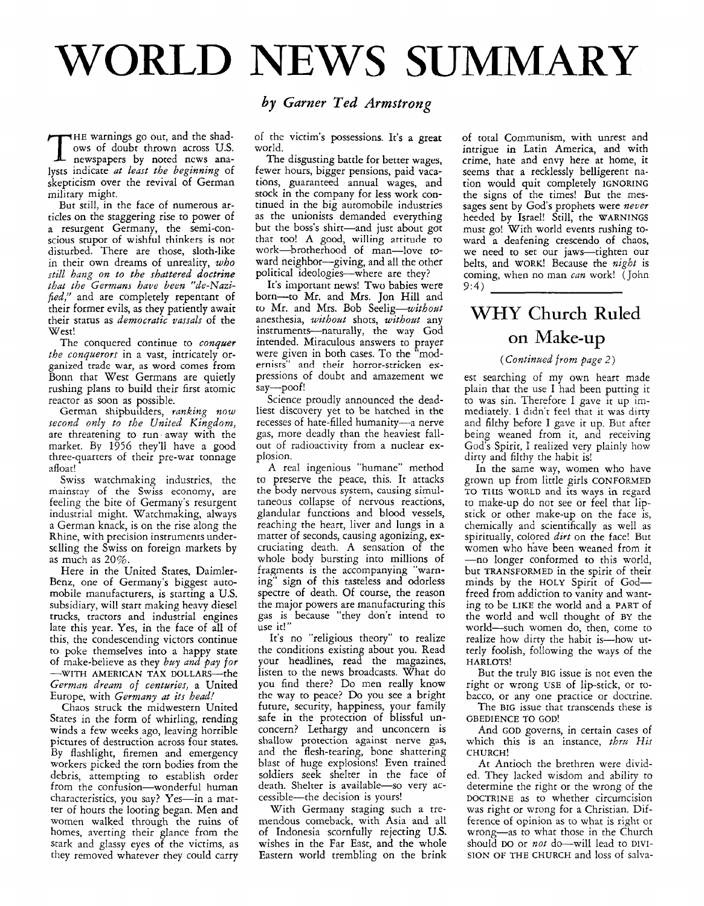# WORLD NEWS SUMMARY

*by Garner Ted Armstrong*

THE warnings go out, and the shadows of doubt thrown across U.S. newspapers by noted news analysts indicate *at least the beginning* of skepticism over the revival of German military might.

But still, in the face of numerous articles on the staggering rise to power of a resurgent Germany, the semi-conscious stupor of wishful thinkers is not disturbed. There are those, sloth-like in their own dreams of unreality, *who still hang on to the shattered doctrine that the Germans have been "de-Nazified,"* and are completely repentant of their former evils, as they patiently await their status as *democratic vassals* of the West!

The conquered continue to *conquer the conquerors* in a vast, intricately organized trade war, as word comes from Bonn that West Germans are quietly rushing plans to build their first atomic reactor as soon as possible.

German shipbuilders, *ranking now second only to the United Kingdom,* are threatening to run away with the market. By 1956 they'll have a good three-quarters of their pre-war tonnage afloat!

Swiss watchmaking industries, the mainstay of the Swiss economy, are feeling the bite of Germany's resurgent industrial might. Watchmaking, always a German knack, is on the rise along the Rhine, with precision instruments underselling the Swiss on foreign markets by as much as 20%.

Here in the United States, Daimler-Benz, one of Germany's biggest automobile manufacturers, is starting a U.S. subsidiary, will start making heavy diesel trucks, tractors and industrial engines late this year. Yes, in the face of all of this, the condescending victors continue to poke themselves into a happy state of make-believe as they *buy and pay for* —WITH AMERICAN TAX DOLLARS—the *German dream of centuries,* a United Europe, with *Germany at its head!*

Chaos struck the midwestern United States in the form of whirling, rending winds a few weeks ago, leaving horrible pictures of destruction across four states. By flashlight, firemen and emergency workers picked the torn bodies from the debris, attempting to establish order from the confusion—wonderful human characteristics, you say? Yes—in a matter of hours the looting began. Men and women walked through the ruins of homes, averting their glance from the stark and glassy eyes of the victims, as they removed whatever they could carry of the victim's possessions. It's a great world.

The disgusting battle for better wages, fewer hours, bigger pensions, paid vacations, guaranteed annual wages, and stock in the company for less work continued in the big automobile industries as the unionists demanded everything but the boss's shirt—and just about got that too! A good, willing attitude to work—brotherhood of man—love toward neighbor—giving, and all the other political ideologies—where are they?

It's important news! Two babies were born—to Mr. and Mrs. Jon Hill and to Mr. and Mrs. Bob Seelig—*without* anesthesia, *without* shots, *without* any instruments—naturally, the way God intended. Miraculous answers to prayer were given in both cases. To the "modernists" and their horror-stricken expressions of doubt and amazement we say—poof!

Science proudly announced the deadliest discovery yet to be hatched in the recesses of hate-filled humanity—a nerve gas, more deadly than the heaviest fallout of radioactivity from a nuclear explosion.

A real ingenious "humane" method to preserve the peace, this. It attacks the body nervous system, causing simultaneous collapse of nervous reactions, glandular functions and blood vessels, reaching the heart, liver and lungs in a matter of seconds, causing agonizing, excruciating death. A sensation of the whole body bursting into millions of fragments is the accompanying "warning" sign of this tasteless and odorless spectre of death. Of course, the reason the major powers are manufacturing this gas is because "they don't intend to use it!"

It's no "religious theory" to realize the conditions existing about you. Read your headlines, read the magazines, listen to the news broadcasts. What do you find there? Do men really know the way to peace? Do you see a bright future, security, happiness, your family safe in the protection of blissful unconcern? Lethargy and unconcern is shallow protection against nerve gas, and the flesh-tearing, bone shattering blast of huge explosions! Even trained soldiers seek shelter in the face of death. Shelter is available—so very accessible—the decision is yours!

With Germany staging such a tremendous comeback, with Asia and all of Indonesia scornfully rejecting U.S. wishes in the Far East, and the whole Eastern world trembling on the brink of total Communism, with unrest and intrigue in Latin America, and with crime, hate and envy here at home, it seems that a recklessly belligerent nation would quit completely IGNORING the signs of the times! But the messages sent by God's prophets were *never* heeded by Israel! Still, the WARNINGS must go! With world events rushing toward a deafening crescendo of chaos, we need to set our jaws—tighten our belts, and WORK! Because the *night* is coming, when no man *can* work! (John 9:4)

## WHY Church Ruled on Make-up

*(Continued from page 2)*

est searching of my own heart made plain that the use I had been putting it to was sin. Therefore I gave it up immediately. I didn't feel that it was dirty and filthy before I gave it up. But after being weaned from it, and receiving God's Spirit, I realized very plainly how dirty and filthy the habit is!

In the same way, women who have grown up from little girls CONFORMED TO THIS WORLD and its ways in regard to make-up do not see or feel that lipstick or other make-up on the face is, chemically and scientifically as well as spiritually, colored *dirt* on the face! But women who have been weaned from it —no longer conformed to this world, but TRANSFORMED in the spirit of their minds by the HOLY Spirit of God—freed from addiction to vanity and wanting to be LIKE the world and a PART of the world and well thought of BY the world—such women do, then, come to realize how dirty the habit is—how utterly foolish, following the ways of the HARLOTS!

But the truly BIG issue is not even the right or wrong USE of lip-stick, or tobacco, or any one practice or doctrine.

The BIG issue that transcends these is OBEDIENCE TO GOD!

And GOD governs, in certain cases of which this is an instance, *thru His* CHURCH!

At Antioch the brethren were divided. They lacked wisdom and ability to determine the right or the wrong of the DOCTRINE as to whether circumcision was right or wrong for a Christian. Difference of opinion as to what is right or wrong—as to what those in the Church should DO or *not* do—will lead to DIVISION OF THE CHURCH and loss of salva-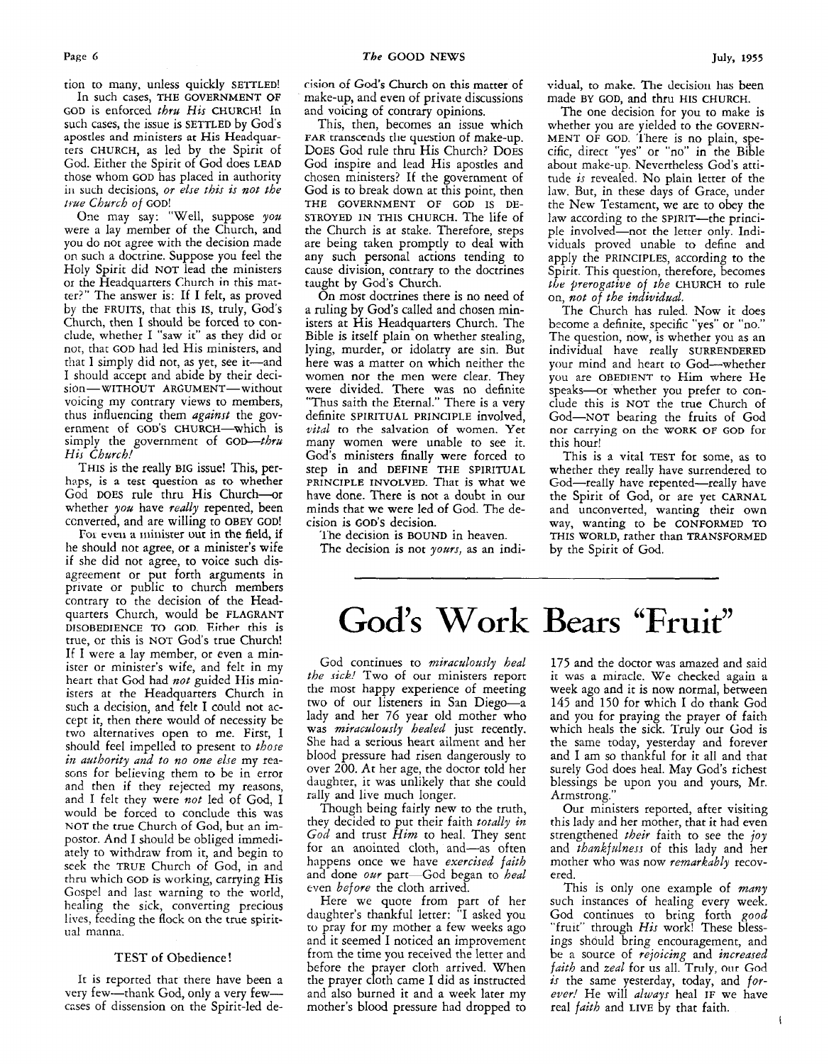tion to many, unless quickly SETTLED!

In such cases, THE GOVERNMENT OF GOD is enforced *thru His* CHURCH! In such cases, the issue is SETTLED by God's apostles and ministers at His Headquarters CHURCH, as led by the Spirit of God. Either the Spirit of God does LEAD those whom GOD has placed in authority in such decisions, *or else this is not the true Church of* GOD!

One may say: "Well, suppose *you* were a lay member of the Church, and you do not agree with the decision made on such a doctrine. Suppose you feel the Holy Spirit did NOT lead the ministers or the Headquarters Church in this matter?" The answer is: If I felt, as proved by the FRUITS, that this IS, truly, God's Church, then I should be forced to conclude, whether I "saw it" as they did or not, that GOD had led His ministers, and that I simply did not, as yet, see it—and I should accept and abide by their decision—WITHOUT ARGUMENT—without voicing my contrary views to members, thus influencing them *against* the government of GOD'S CHURCH—which is simply the government of GOD—*thru His Church!*

THIS is the really BIG issue! This, perhaps, is a test question as to whether God DOES rule thru His Church—or whether *you* have *really* repented, been converted, and are willing to OBEY GOD!

For even a minister out in the field, if he should not agree, or a minister's wife if she did not agree, to voice such disagreement or put forth arguments in private or public to church members contrary to the decision of the Headquarters Church, would be FLAGRANT DISOBEDIENCE TO GOD. Either this is true, or this is NOT God's true Church! If I were a lay member, or even a minister or minister's wife, and felt in my heart that God had *not* guided His ministers at the Headquarters Church in such a decision, and felt I could not accept it, then there would of necessity be two alternatives open to me. First, I should feel impelled to present to *those in authority and to no one else* my reasons for believing them to be in error and then if they rejected my reasons, and I felt they were *not* led of God, I would be forced to conclude this was NOT the true Church of God, but an impostor. And I should be obliged immediately to withdraw from it, and begin to seek the TRUE Church of God, in and thru which GOD is working, carrying His Gospel and last warning to the world, healing the sick, converting precious lives, feeding the flock on the true spiritual manna.

### TEST of Obedience!

It is reported that there have been a very few—thank God, only a very few—cases of dissension on the Spirit-led decision of God's Church on this matter of make-up, and even of private discussions and voicing of contrary opinions.

This, then, becomes an issue which FAR transcends the question of make-up. DOES God rule thru His Church? DOES God inspire and lead His apostles and chosen ministers? If the government of God is to break down at this point, then THE GOVERNMENT OF GOD IS DESTROYED IN THIS CHURCH. The life of the Church is at stake. Therefore, steps are being taken promptly to deal with any such personal actions tending to cause division, contrary to the doctrines taught by God's Church.

On most doctrines there is no need of a ruling by God's called and chosen ministers at His Headquarters Church. The Bible is itself plain on whether stealing, lying, murder, or idolatry are sin. But here was a matter on which neither the women nor the men were clear. They were divided. There was no definite "Thus saith the Eternal." There is a very definite SPIRITUAL PRINCIPLE involved, *vital* to the salvation of women. Yet many women were unable to see it. God's ministers finally were forced to step in and DEFINE THE SPIRITUAL PRINCIPLE INVOLVED. That is what we have done. There is not a doubt in our minds that we were led of God. The decision is GOD'S decision.

The decision is BOUND in heaven.

The decision is not *yours,* as an individual, to make. The decision has been made BY GOD, and thru HIS CHURCH.

The one decision for you to make is whether you are yielded to the GOVERNMENT OF GOD. There is no plain, specific, direct "yes" or "no" in the Bible about make-up. Nevertheless God's attitude *is* revealed. No plain letter of the law. But, in these days of Grace, under the New Testament, we are to obey the law according to the SPIRIT—the principle involved—not the letter only. Individuals proved unable to define and apply the PRINCIPLES, according to the Spirit. This question, therefore, becomes *the prerogative of the* CHURCH to rule on, *not of the individual.*

The Church has ruled. Now it does become a definite, specific "yes" or "no." The question, now, is whether you as an individual have really SURRENDERED your mind and heart to God—whether you are OBEDIENT to Him where He speaks—or whether you prefer to conclude this is NOT the true Church of God—NOT bearing the fruits of God nor carrying on the WORK OF GOD for this hour!

This is a vital TEST for some, as to whether they really have surrendered to God—really have repented—really have the Spirit of God, or are yet CARNAL and unconverted, wanting their own way, wanting to be CONFORMED TO THIS WORLD, rather than TRANSFORMED by the Spirit of God.

---

# God's Work Bears "Fruit"

God continues to *miraculously heal the sick!* Two of our ministers report the most happy experience of meeting two of our listeners in San Diego—a lady and her 76 year old mother who was *miraculously healed* just recently. She had a serious heart ailment and her blood pressure had risen dangerously to over 200. At her age, the doctor told her daughter, it was unlikely that she could rally and live much longer.

Though being fairly new to the truth, they decided to put their faith *totally in God* and trust *Him* to heal. They sent for an anointed cloth, and—as often happens once we have *exercised faith* and done *our* part—God began to *heal* even *before* the cloth arrived.

Here we quote from part of her daughter's thankful letter: "I asked you to pray for my mother a few weeks ago and it seemed I noticed an improvement from the time you received the letter and before the prayer cloth arrived. When the prayer cloth came I did as instructed and also burned it and a week later my mother's blood pressure had dropped to 175 and the doctor was amazed and said it was a miracle. We checked again a week ago and it is now normal, between 145 and 150 for which I do thank God and you for praying the prayer of faith which heals the sick. Truly our God is the same today, yesterday and forever and I am so thankful for it all and that surely God does heal. May God's richest blessings be upon you and yours, Mr. Armstrong."

Our ministers reported, after visiting this lady and her mother, that it had even strengthened *their* faith to see the *joy* and *thankfulness* of this lady and her mother who was now *remarkably* recovered.

This is only one example of *many* such instances of healing every week. God continues to bring forth *good* "fruit" through *His* work! These blessings should bring encouragement, and be a source of *rejoicing* and *increased faith* and *zeal* for us all. Truly, our God *is* the same yesterday, today, and *forever!* He will *always* heal IF we have real *faith* and LIVE by that faith.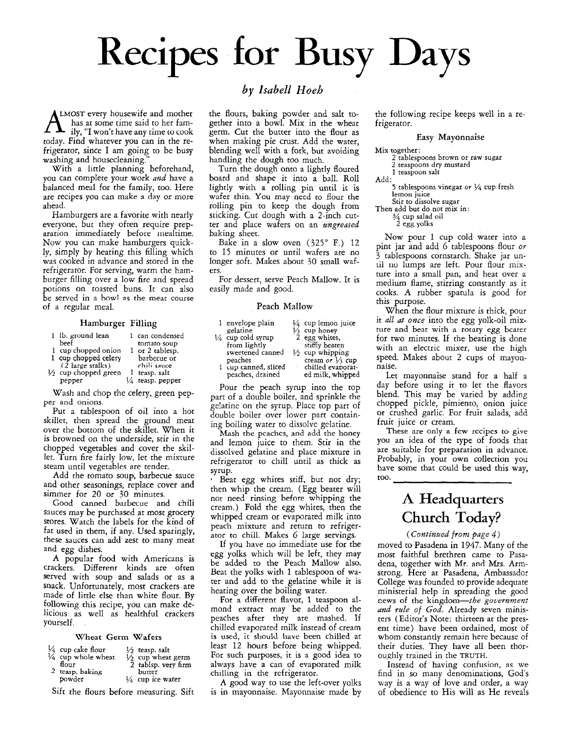# Recipes for Busy Days

*by Isabell Hoeh*

ALMOST every housewife and mother has at some time said to her family, "I won't have any time to cook today. Find whatever you can in the refrigerator, since I am going to be busy washing and housecleaning."

With a little planning beforehand, you can complete your work *and* have a balanced meal for the family, too. Here are recipes you can make a day or more ahead.

Hamburgers are a favorite with nearly everyone, but they often require preparation immediately before mealtime. Now you can make hamburgers quickly, simply by heating this filling which was cooked in advance and stored in the refrigerator. For serving, warm the hamburger filling over a low fire and spread potions on toasted buns. It can also be served in a bowl as the meat course of a regular meal.

### Hamburger Filling

- 1 lb. ground lean beef
- 1 cup chopped onion
- 1 cup chopped celery (2 large stalks)
- ½ cup chopped green pepper
- 1 can condensed tomato soup
- 1 or 2 tablesp. barbecue or chili sauce
- 1 teasp. salt
- ¼ teasp. pepper

Wash and chop the celery, green pepper and onions.

Put a tablespoon of oil into a hot skillet, then spread the ground meat over the bottom of the skillet. When it is browned on the underside, stir in the chopped vegetables and cover the skillet. Turn fire fairly low, let the mixture steam until vegetables are tender.

Add the tomato soup, barbecue sauce and other seasonings, replace cover and simmer for 20 or 30 minutes.

Good canned barbecue and chili sauces may be purchased at most grocery stores. Watch the labels for the kind of fat used in them, if any. Used sparingly, these sauces can add zest to many meat and egg dishes.

A popular food with Americans is crackers. Different kinds are often served with soup and salads or as a snack. Unfortunately, most crackers are made of little else than white flour. By following this recipe, you can make delicious as well as healthful crackers yourself.

### Wheat Germ Wafers

- ¼ cup cake flour
- ¼ cup whole wheat flour
- 2 teasp. baking powder
- ½ teasp. salt
- ½ cup wheat germ
- 2 tablsp. very firm butter
- ¼ cup ice water

Sift the flours before measuring. Sift the flours, baking powder and salt together into a bowl. Mix in the wheat germ. Cut the butter into the flour as when making pie crust. Add the water, blending well with a fork, but avoiding handling the dough too much.

Turn the dough onto a lightly floured board and shape it into a ball. Roll lightly with a rolling pin until it is wafer thin. You may need to flour the rolling pin to keep the dough from sticking. Cut dough with a 2-inch cutter and place wafers on an *ungreased* baking sheet.

Bake in a slow oven (325° F.) 12 to 15 minutes or until wafers are no longer soft. Makes about 30 small wafers.

For dessert, serve Peach Mallow. It is easily made and good.

### Peach Mallow

- 1 envelope plain gelatine
- ¼ cup cold syrup from lightly sweetened canned peaches
- 1 cup canned, sliced peaches, drained
- ¼ cup lemon juice
- ⅓ cup honey
- 2 egg whites, stiffly beaten
- ½ cup whipping cream *or* ⅓ cup chilled evaporated milk, whipped

Pour the peach syrup into the top part of a double boiler, and sprinkle the gelatine on the syrup. Place top part of double boiler over lower part containing boiling water to dissolve gelatine.

Mash the peaches, and add the honey and lemon juice to them. Stir in the dissolved gelatine and place mixture in refrigerator to chill until as thick as syrup.

Beat egg whites stiff, but not dry; then whip the cream. (Egg beater will not need rinsing before whipping the cream.) Fold the egg whites, then the whipped cream or evaporated milk into peach mixture and return to refrigerator to chill. Makes 6 large servings.

If you have no immediate use for the egg yolks which will be left, they may be added to the Peach Mallow also. Beat the yolks with 1 tablespoon of water and add to the gelatine while it is heating over the boiling water.

For a different flavor, 1 teaspoon almond extract may be added to the peaches after they are mashed. If chilled evaporated milk instead of cream is used, it should have been chilled at least 12 hours before being whipped. For such purposes, it is a good idea to always have a can of evaporated milk chilling in the refrigerator.

A good way to use the left-over yolks is in mayonnaise. Mayonnaise made by the following recipe keeps well in a refrigerator.

### Easy Mayonnaise

Mix together:
- 2 tablespoons brown or raw sugar
- 2 teaspoons dry mustard
- 1 teaspoon salt

Add:
- 5 tablespoons vinegar *or* ¼ cup fresh lemon juice
- Stir to dissolve sugar

Then add but do not mix in:
- ¾ cup salad oil
- 2 egg yolks

Now pour 1 cup cold water into a pint jar and add 6 tablespoons flour *or* 3 tablespoons cornstarch. Shake jar until no lumps are left. Pour flour mixture into a small pan, and heat over a medium flame, stirring constantly as it cooks. A rubber spatula is good for this purpose.

When the flour mixture is thick, pour it *all at once* into the egg yolk-oil mixture and beat with a rotary egg beater for two minutes. If the beating is done with an electric mixer, use the high speed. Makes about 2 cups of mayonnaise.

Let mayonnaise stand for a half a day before using it to let the flavors blend. This may be varied by adding chopped pickle, pimiento, onion juice or crushed garlic. For fruit salads, add fruit juice or cream.

These are only a few recipes to give you an idea of the type of foods that are suitable for preparation in advance. Probably, in your own collection you have some that could be used this way, too.

## A Headquarters Church Today?

*(Continued from page 4)*

moved to Pasadena in 1947. Many of the most faithful brethren came to Pasadena, together with Mr. and Mrs. Armstrong. Here at Pasadena, Ambassador College was founded to provide adequate ministerial help in spreading the good news of the kingdom—*the government and rule of God.* Already seven ministers (Editor's Note: thirteen at the present time) have been ordained, most of whom constantly remain here because of their duties. They have all been thoroughly trained in the TRUTH.

Instead of having confusion, as we find in so many denominations, God's way is a way of love and order, a way of obedience to His will as He reveals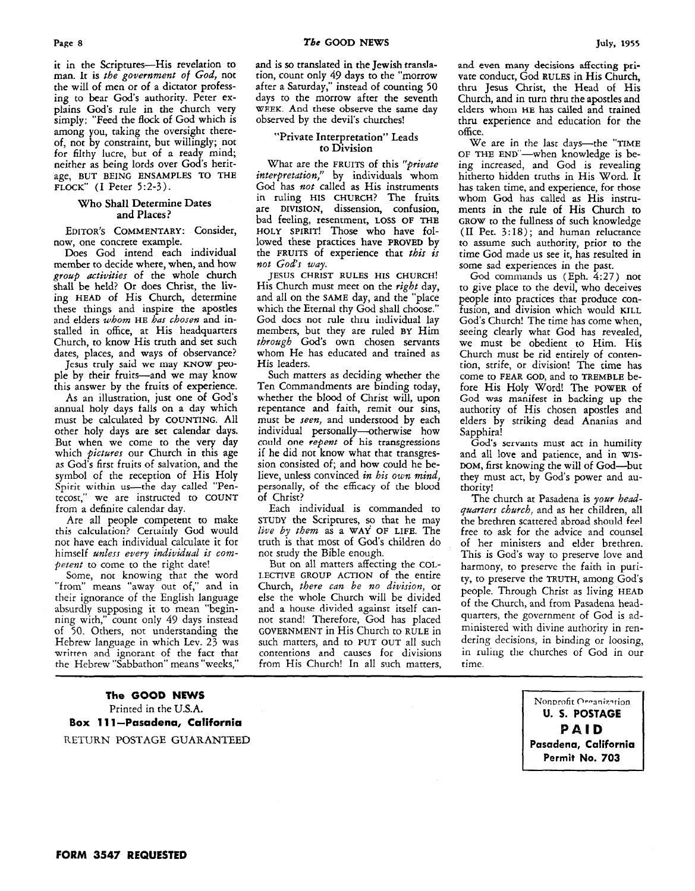it in the Scriptures—His revelation to man. It is *the government of God,* not the will of men or of a dictator professing to bear God's authority. Peter explains God's rule in the church very simply: "Feed the flock of God which is among you, taking the oversight thereof, not by constraint, but willingly; not for filthy lucre, but of a ready mind; neither as being lords over God's heritage, BUT BEING ENSAMPLES TO THE FLOCK" (I Peter 5:2-3).

### Who Shall Determine Dates and Places?

EDITOR'S COMMENTARY: Consider, now, one concrete example.

Does God intend each individual member to decide where, when, and how *group activities* of the whole church shall be held? Or does Christ, the living HEAD of His Church, determine these things and inspire the apostles and elders *whom* HE *has chosen* and installed in office, at His headquarters Church, to know His truth and set such dates, places, and ways of observance?

Jesus truly said we may KNOW people by their fruits—and we may know this answer by the fruits of experience.

As an illustration, just one of God's annual holy days falls on a day which must be calculated by COUNTING. All other holy days are set calendar days. But when we come to the very day which *pictures* our Church in this age as God's first fruits of salvation, and the symbol of the reception of His Holy Spirit within us—the day called "Pentecost," we are instructed to COUNT from a definite calendar day.

Are all people competent to make this calculation? Certainly God would not have each individual calculate it for himself *unless every individual is competent* to come to the right date!

Some, not knowing that the word "from" means "away out of," and in their ignorance of the English language absurdly supposing it to mean "beginning with," count only 49 days instead of 50. Others, not understanding the Hebrew language in which Lev. 23 was written and ignorant of the fact that the Hebrew "Sabbathon" means "weeks," and is so translated in the Jewish translation, count only 49 days to the "morrow after a Saturday," instead of counting 50 days to the morrow after the seventh WEEK. And these observe the same day observed by the devil's churches!

### "Private Interpretation" Leads to Division

What are the FRUITS of this *"private interpretation,"* by individuals whom God has *not* called as His instruments in ruling HIS CHURCH? The fruits are DIVISION, dissension, confusion, bad feeling, resentment, LOSS OF THE HOLY SPIRIT! Those who have followed these practices have PROVED by the FRUITS of experience that *this is not God's way.*

JESUS CHRIST RULES HIS CHURCH! His Church must meet on the *right* day, and all on the SAME day, and the "place which the Eternal thy God shall choose." God does not rule thru individual lay members, but they are ruled BY Him *through* God's own chosen servants whom He has educated and trained as His leaders.

Such matters as deciding whether the Ten Commandments are binding today, whether the blood of Christ will, upon repentance and faith, remit our sins, must be *seen,* and understood by each individual personally—otherwise how could one *repent* of his transgressions if he did not know what that transgression consisted of; and how could he believe, unless convinced *in his own mind,* personally, of the efficacy of the blood of Christ?

Each individual is commanded to STUDY the Scriptures, so that he may *live by them* as a WAY OF LIFE. The truth is that most of God's children do not study the Bible enough.

But on all matters affecting the COLLECTIVE GROUP ACTION of the entire Church, *there can be no division,* or else the whole Church will be divided and a house divided against itself cannot stand! Therefore, God has placed GOVERNMENT in His Church to RULE in such matters, and to PUT OUT all such contentions and causes for divisions from His Church! In all such matters, and even many decisions affecting private conduct, God RULES in His Church, thru Jesus Christ, the Head of His Church, and in turn thru the apostles and elders whom HE has called and trained thru experience and education for the office.

We are in the last days—the "TIME OF THE END"—when knowledge is being increased, and God is revealing hitherto hidden truths in His Word. It has taken time, and experience, for those whom God has called as His instruments in the rule of His Church to GROW to the fullness of such knowledge (II Pet. 3:18); and human reluctance to assume such authority, prior to the time God made us see it, has resulted in some sad experiences in the past.

God commands us (Eph. 4:27) not to give place to the devil, who deceives people into practices that produce confusion, and division which would KILL God's Church! The time has come when, seeing clearly what God has revealed, we must be obedient to Him. His Church must be rid entirely of contention, strife, or division! The time has come to FEAR GOD, and to TREMBLE before His Holy Word! The POWER of God was manifest in backing up the authority of His chosen apostles and elders by striking dead Ananias and Sapphira!

God's servants must act in humility and all love and patience, and in WISDOM, first knowing the will of God—but they must act, by God's power and authority!

The church at Pasadena is *your headquarters church,* and as her children, all the brethren scattered abroad should feel free to ask for the advice and counsel of her ministers and elder brethren. This is God's way to preserve love and harmony, to preserve the faith in purity, to preserve the TRUTH, among God's people. Through Christ as living HEAD of the Church, and from Pasadena headquarters, the government of God is administered with divine authority in rendering decisions, in binding or loosing, in ruling the churches of God in our time.

---

**The GOOD NEWS**
Printed in the U.S.A.
**Box 111—Pasadena, California**
RETURN POSTAGE GUARANTEED

Nonprofit Organization
**U. S. POSTAGE**
**PAID**
**Pasadena, California**
**Permit No. 703**

**FORM 3547 REQUESTED**